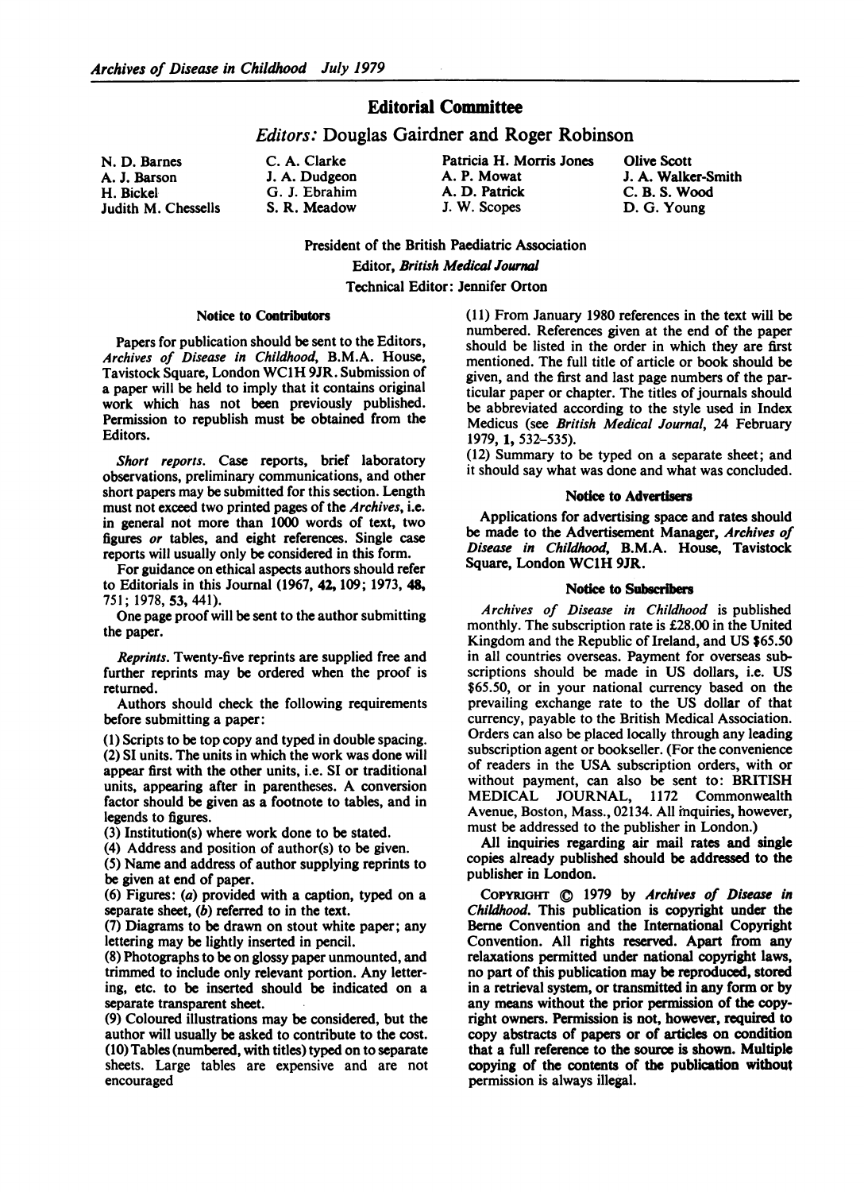# Editorial Committee

## *Editors:* Douglas Gairdner and Roger Robinson

N. D. Barnes
A. J. Barson
H. Bickel
Judith M. Chessells
C. A. Clarke
J. A. Dudgeon
G. J. Ebrahim
S. R. Meadow
Patricia H. Morris Jones
A. P. Mowat
A. D. Patrick
J. W. Scopes
Olive Scott
J. A. Walker-Smith
C. B. S. Wood
D. G. Young

President of the British Paediatric Association
Editor, *British Medical Journal*
Technical Editor: Jennifer Orton

### Notice to Contributors

Papers for publication should be sent to the Editors, *Archives of Disease in Childhood*, B.M.A. House, Tavistock Square, London WC1H 9JR. Submission of a paper will be held to imply that it contains original work which has not been previously published. Permission to republish must be obtained from the Editors.

*Short reports.* Case reports, brief laboratory observations, preliminary communications, and other short papers may be submitted for this section. Length must not exceed two printed pages of the *Archives*, i.e. in general not more than 1000 words of text, two figures *or* tables, and eight references. Single case reports will usually only be considered in this form.

For guidance on ethical aspects authors should refer to Editorials in this Journal (1967, **42**, 109; 1973, **48**, 751; 1978, **53**, 441).

One page proof will be sent to the author submitting the paper.

*Reprints.* Twenty-five reprints are supplied free and further reprints may be ordered when the proof is returned.

Authors should check the following requirements before submitting a paper:

(1) Scripts to be top copy and typed in double spacing.
(2) SI units. The units in which the work was done will appear first with the other units, i.e. SI or traditional units, appearing after in parentheses. A conversion factor should be given as a footnote to tables, and in legends to figures.
(3) Institution(s) where work done to be stated.
(4) Address and position of author(s) to be given.
(5) Name and address of author supplying reprints to be given at end of paper.
(6) Figures: (*a*) provided with a caption, typed on a separate sheet, (*b*) referred to in the text.
(7) Diagrams to be drawn on stout white paper; any lettering may be lightly inserted in pencil.
(8) Photographs to be on glossy paper unmounted, and trimmed to include only relevant portion. Any lettering, etc. to be inserted should be indicated on a separate transparent sheet.
(9) Coloured illustrations may be considered, but the author will usually be asked to contribute to the cost.
(10) Tables (numbered, with titles) typed on to separate sheets. Large tables are expensive and are not encouraged
(11) From January 1980 references in the text will be numbered. References given at the end of the paper should be listed in the order in which they are first mentioned. The full title of article or book should be given, and the first and last page numbers of the particular paper or chapter. The titles of journals should be abbreviated according to the style used in Index Medicus (see *British Medical Journal*, 24 February 1979, **1**, 532–535).
(12) Summary to be typed on a separate sheet; and it should say what was done and what was concluded.

### Notice to Advertisers

Applications for advertising space and rates should be made to the Advertisement Manager, *Archives of Disease in Childhood*, B.M.A. House, Tavistock Square, London WC1H 9JR.

### Notice to Subscribers

*Archives of Disease in Childhood* is published monthly. The subscription rate is £28.00 in the United Kingdom and the Republic of Ireland, and US $65.50 in all countries overseas. Payment for overseas subscriptions should be made in US dollars, i.e. US $65.50, or in your national currency based on the prevailing exchange rate to the US dollar of that currency, payable to the British Medical Association. Orders can also be placed locally through any leading subscription agent or bookseller. (For the convenience of readers in the USA subscription orders, with or without payment, can also be sent to: BRITISH MEDICAL JOURNAL, 1172 Commonwealth Avenue, Boston, Mass., 02134. All inquiries, however, must be addressed to the publisher in London.)

All inquiries regarding air mail rates and single copies already published should be addressed to the publisher in London.

COPYRIGHT © 1979 by *Archives of Disease in Childhood*. This publication is copyright under the Berne Convention and the International Copyright Convention. All rights reserved. Apart from any relaxations permitted under national copyright laws, no part of this publication may be reproduced, stored in a retrieval system, or transmitted in any form or by any means without the prior permission of the copyright owners. Permission is not, however, required to copy abstracts of papers or of articles on condition that a full reference to the source is shown. Multiple copying of the contents of the publication without permission is always illegal.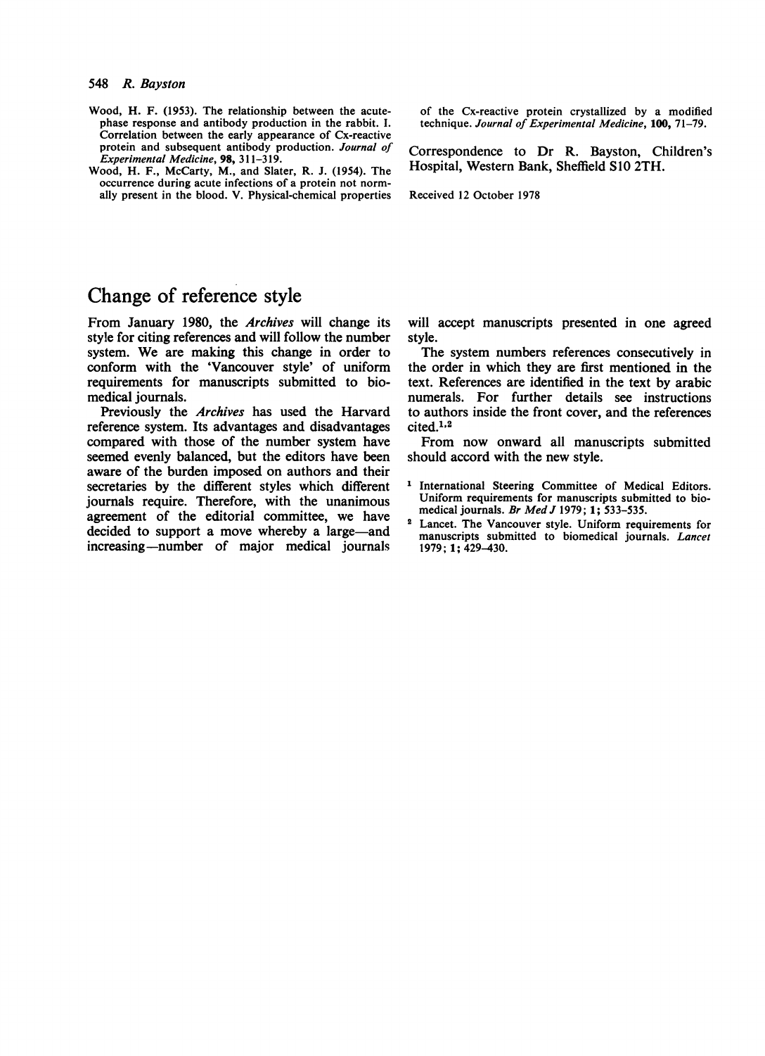Wood, H. F. (1953). The relationship between the acute-phase response and antibody production in the rabbit. I. Correlation between the early appearance of Cx-reactive protein and subsequent antibody production. *Journal of Experimental Medicine*, **98**, 311–319.

Wood, H. F., McCarty, M., and Slater, R. J. (1954). The occurrence during acute infections of a protein not normally present in the blood. V. Physical-chemical properties of the Cx-reactive protein crystallized by a modified technique. *Journal of Experimental Medicine*, **100**, 71–79.

Correspondence to Dr R. Bayston, Children's Hospital, Western Bank, Sheffield S10 2TH.

Received 12 October 1978

# Change of reference style

From January 1980, the *Archives* will change its style for citing references and will follow the number system. We are making this change in order to conform with the 'Vancouver style' of uniform requirements for manuscripts submitted to biomedical journals.

Previously the *Archives* has used the Harvard reference system. Its advantages and disadvantages compared with those of the number system have seemed evenly balanced, but the editors have been aware of the burden imposed on authors and their secretaries by the different styles which different journals require. Therefore, with the unanimous agreement of the editorial committee, we have decided to support a move whereby a large—and increasing—number of major medical journals will accept manuscripts presented in one agreed style.

The system numbers references consecutively in the order in which they are first mentioned in the text. References are identified in the text by arabic numerals. For further details see instructions to authors inside the front cover, and the references cited.[1,2]

From now onward all manuscripts submitted should accord with the new style.

[1] International Steering Committee of Medical Editors. Uniform requirements for manuscripts submitted to biomedical journals. *Br Med J* 1979; **1**; 533–535.

[2] Lancet. The Vancouver style. Uniform requirements for manuscripts submitted to biomedical journals. *Lancet* 1979; **1**; 429–430.